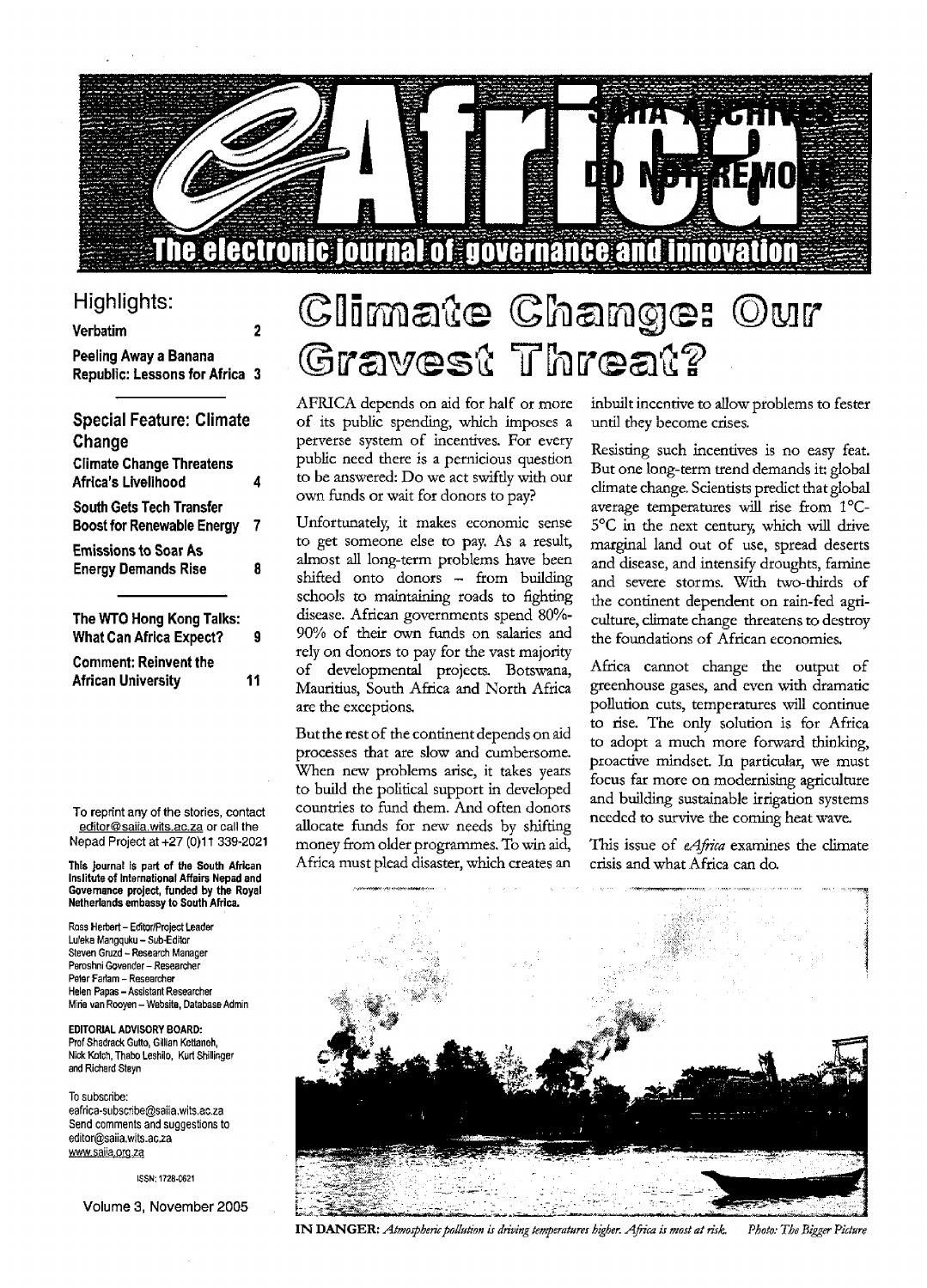# eAfrica

**The electronic journal of governance and innovation**

SAIIA ARCHIVES DO NOT REMOVE

## Highlights:

**Verbatim** 2

**Peeling Away a Banana Republic: Lessons for Africa** 3

### Special Feature: Climate Change

**Climate Change Threatens Africa's Livelihood** 4

**South Gets Tech Transfer Boost for Renewable Energy** 7

**Emissions to Soar As Energy Demands Rise** 8

**The WTO Hong Kong Talks: What Can Africa Expect?** 9

**Comment: Reinvent the African University** 11

To reprint any of the stories, contact editor@saiia.wits.ac.za or call the Nepad Project at +27 (0)11 339-2021

**This journal is part of the South African Institute of International Affairs Nepad and Governance project, funded by the Royal Netherlands embassy to South Africa.**

Ross Herbert – Editor/Project Leader
Lufeka Mangquku – Sub-Editor
Steven Gruzd – Research Manager
Peroshni Govender – Researcher
Peter Farlam – Researcher
Helen Papas – Assistant Researcher
Mirie van Rooyen – Website, Database Admin

**EDITORIAL ADVISORY BOARD:**
Prof Shadrack Gutto, Gillian Kettaneh, Nick Kotch, Thabo Leshilo, Kurt Shillinger and Richard Steyn

To subscribe:
eafrica-subscribe@saiia.wits.ac.za
Send comments and suggestions to editor@saiia.wits.ac.za
www.saiia.org.za

ISSN: 1728-0621

Volume 3, November 2005

# Climate Change: Our Gravest Threat?

AFRICA depends on aid for half or more of its public spending, which imposes a perverse system of incentives. For every public need there is a pernicious question to be answered: Do we act swiftly with our own funds or wait for donors to pay?

Unfortunately, it makes economic sense to get someone else to pay. As a result, almost all long-term problems have been shifted onto donors – from building schools to maintaining roads to fighting disease. African governments spend 80%-90% of their own funds on salaries and rely on donors to pay for the vast majority of developmental projects. Botswana, Mauritius, South Africa and North Africa are the exceptions.

But the rest of the continent depends on aid processes that are slow and cumbersome. When new problems arise, it takes years to build the political support in developed countries to fund them. And often donors allocate funds for new needs by shifting money from older programmes. To win aid, Africa must plead disaster, which creates an inbuilt incentive to allow problems to fester until they become crises.

Resisting such incentives is no easy feat. But one long-term trend demands it: global climate change. Scientists predict that global average temperatures will rise from 1°C-5°C in the next century, which will drive marginal land out of use, spread deserts and disease, and intensify droughts, famine and severe storms. With two-thirds of the continent dependent on rain-fed agriculture, climate change threatens to destroy the foundations of African economies.

Africa cannot change the output of greenhouse gases, and even with dramatic pollution cuts, temperatures will continue to rise. The only solution is for Africa to adopt a much more forward thinking, proactive mindset. In particular, we must focus far more on modernising agriculture and building sustainable irrigation systems needed to survive the coming heat wave.

This issue of *eAfrica* examines the climate crisis and what Africa can do.

**IN DANGER:** *Atmospheric pollution is driving temperatures higher. Africa is most at risk.* *Photo: The Bigger Picture*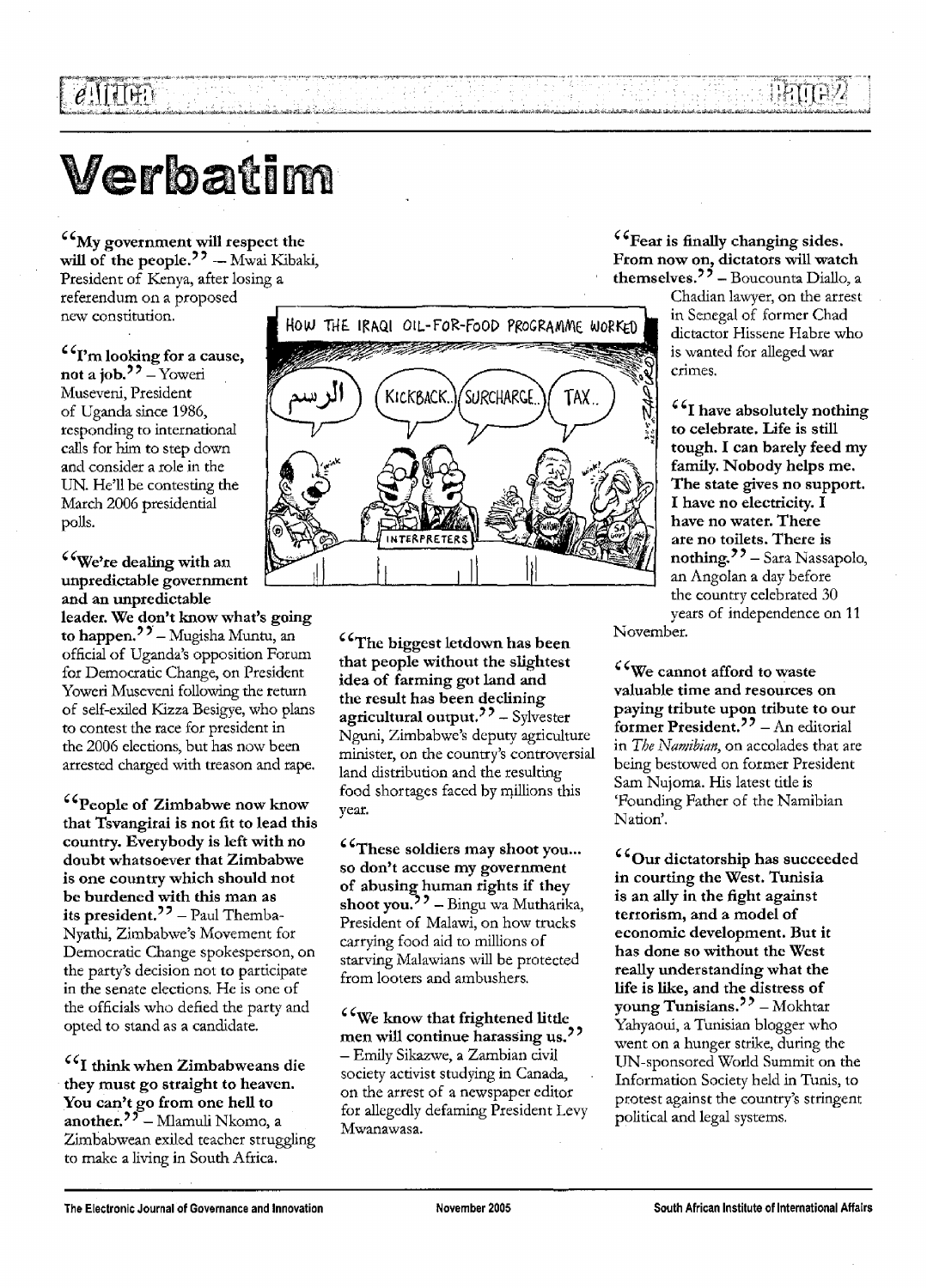# Verbatim

**"My government will respect the will of the people."** — Mwai Kibaki, President of Kenya, after losing a referendum on a proposed new constitution.

**"I'm looking for a cause, not a job."** – Yoweri Museveni, President of Uganda since 1986, responding to international calls for him to step down and consider a role in the UN. He'll be contesting the March 2006 presidential polls.

**"We're dealing with an unpredictable government and an unpredictable leader. We don't know what's going to happen."** – Mugisha Muntu, an official of Uganda's opposition Forum for Democratic Change, on President Yoweri Museveni following the return of self-exiled Kizza Besigye, who plans to contest the race for president in the 2006 elections, but has now been arrested charged with treason and rape.

**"People of Zimbabwe now know that Tsvangirai is not fit to lead this country. Everybody is left with no doubt whatsoever that Zimbabwe is one country which should not be burdened with this man as its president."** – Paul Themba-Nyathi, Zimbabwe's Movement for Democratic Change spokesperson, on the party's decision not to participate in the senate elections. He is one of the officials who defied the party and opted to stand as a candidate.

**"I think when Zimbabweans die they must go straight to heaven. You can't go from one hell to another."** – Mlamuli Nkomo, a Zimbabwean exiled teacher struggling to make a living in South Africa.

HOW THE IRAQI OIL-FOR-FOOD PROGRAMME WORKED

**"The biggest letdown has been that people without the slightest idea of farming got land and the result has been declining agricultural output."** – Sylvester Nguni, Zimbabwe's deputy agriculture minister, on the country's controversial land distribution and the resulting food shortages faced by millions this year.

**"These soldiers may shoot you... so don't accuse my government of abusing human rights if they shoot you."** – Bingu wa Mutharika, President of Malawi, on how trucks carrying food aid to millions of starving Malawians will be protected from looters and ambushers.

**"We know that frightened little men will continue harassing us."** – Emily Sikazwe, a Zambian civil society activist studying in Canada, on the arrest of a newspaper editor for allegedly defaming President Levy Mwanawasa.

**"Fear is finally changing sides. From now on, dictators will watch themselves."** – Boucounta Diallo, a Chadian lawyer, on the arrest in Senegal of former Chad dictator Hissene Habre who is wanted for alleged war crimes.

**"I have absolutely nothing to celebrate. Life is still tough. I can barely feed my family. Nobody helps me. The state gives no support. I have no electricity. I have no water. There are no toilets. There is nothing."** – Sara Nassapolo, an Angolan a day before the country celebrated 30 years of independence on 11 November.

**"We cannot afford to waste valuable time and resources on paying tribute upon tribute to our former President."** – An editorial in *The Namibian*, on accolades that are being bestowed on former President Sam Nujoma. His latest title is 'Founding Father of the Namibian Nation'.

**"Our dictatorship has succeeded in courting the West. Tunisia is an ally in the fight against terrorism, and a model of economic development. But it has done so without the West really understanding what the life is like, and the distress of young Tunisians."** – Mokhtar Yahyaoui, a Tunisian blogger who went on a hunger strike, during the UN-sponsored World Summit on the Information Society held in Tunis, to protest against the country's stringent political and legal systems.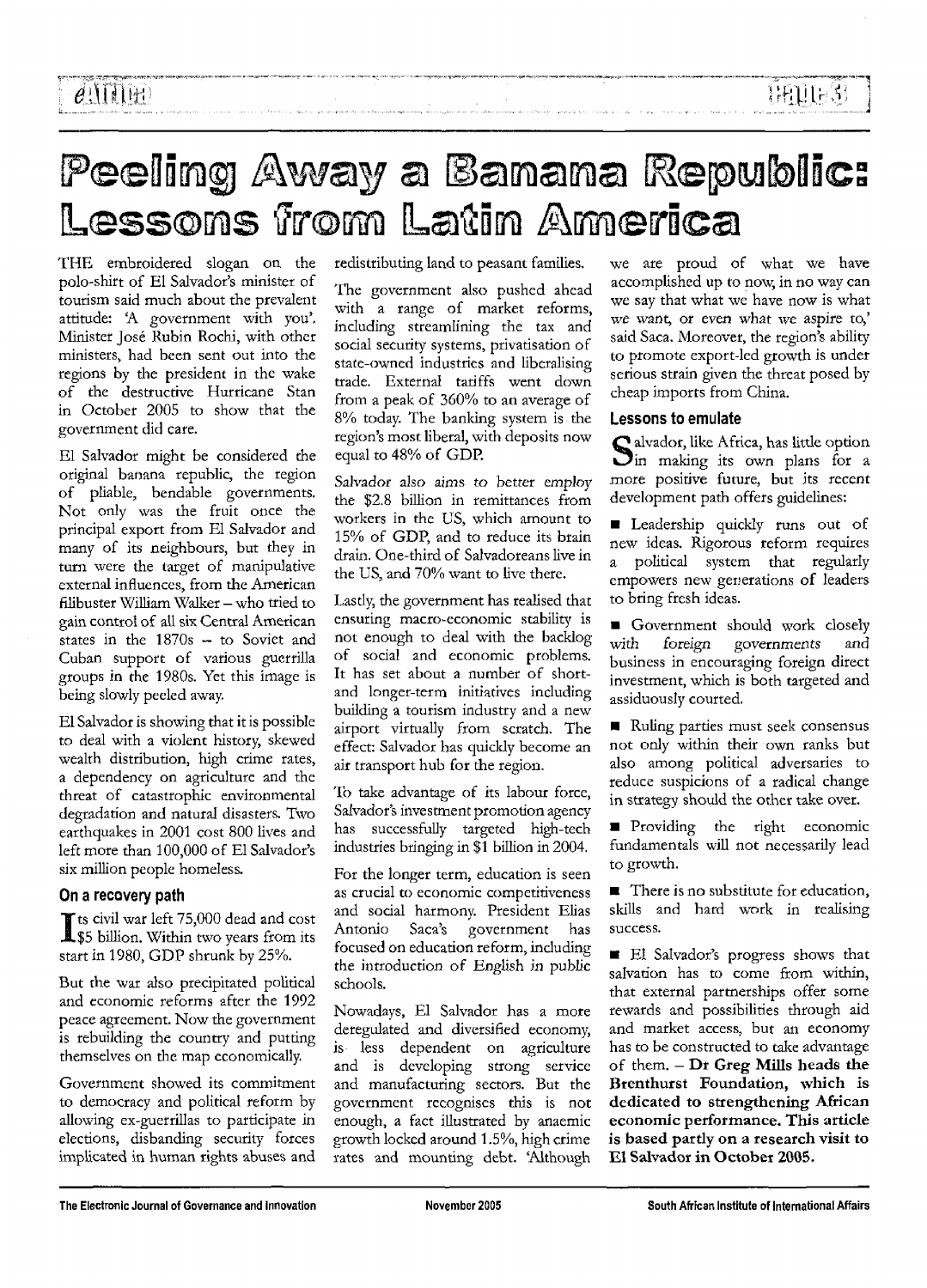# Peeling Away a Banana Republic: Lessons from Latin America

THE embroidered slogan on the polo-shirt of El Salvador's minister of tourism said much about the prevalent attitude: 'A government with you'. Minister José Rubin Rochi, with other ministers, had been sent out into the regions by the president in the wake of the destructive Hurricane Stan in October 2005 to show that the government did care.

El Salvador might be considered the original banana republic, the region of pliable, bendable governments. Not only was the fruit once the principal export from El Salvador and many of its neighbours, but they in turn were the target of manipulative external influences, from the American filibuster William Walker – who tried to gain control of all six Central American states in the 1870s – to Soviet and Cuban support of various guerrilla groups in the 1980s. Yet this image is being slowly peeled away.

El Salvador is showing that it is possible to deal with a violent history, skewed wealth distribution, high crime rates, a dependency on agriculture and the threat of catastrophic environmental degradation and natural disasters. Two earthquakes in 2001 cost 800 lives and left more than 100,000 of El Salvador's six million people homeless.

## On a recovery path

Its civil war left 75,000 dead and cost $5 billion. Within two years from its start in 1980, GDP shrunk by 25%.

But the war also precipitated political and economic reforms after the 1992 peace agreement. Now the government is rebuilding the country and putting themselves on the map economically.

Government showed its commitment to democracy and political reform by allowing ex-guerrillas to participate in elections, disbanding security forces implicated in human rights abuses and redistributing land to peasant families.

The government also pushed ahead with a range of market reforms, including streamlining the tax and social security systems, privatisation of state-owned industries and liberalising trade. External tariffs went down from a peak of 360% to an average of 8% today. The banking system is the region's most liberal, with deposits now equal to 48% of GDP.

Salvador also aims to better employ the $2.8 billion in remittances from workers in the US, which amount to 15% of GDP, and to reduce its brain drain. One-third of Salvadoreans live in the US, and 70% want to live there.

Lastly, the government has realised that ensuring macro-economic stability is not enough to deal with the backlog of social and economic problems. It has set about a number of short- and longer-term initiatives including building a tourism industry and a new airport virtually from scratch. The effect: Salvador has quickly become an air transport hub for the region.

To take advantage of its labour force, Salvador's investment promotion agency has successfully targeted high-tech industries bringing in $1 billion in 2004.

For the longer term, education is seen as crucial to economic competitiveness and social harmony. President Elias Antonio Saca's government has focused on education reform, including the introduction of English in public schools.

Nowadays, El Salvador has a more deregulated and diversified economy, is less dependent on agriculture and is developing strong service and manufacturing sectors. But the government recognises this is not enough, a fact illustrated by anaemic growth locked around 1.5%, high crime rates and mounting debt. 'Although we are proud of what we have accomplished up to now, in no way can we say that what we have now is what we want, or even what we aspire to,' said Saca. Moreover, the region's ability to promote export-led growth is under serious strain given the threat posed by cheap imports from China.

## Lessons to emulate

Salvador, like Africa, has little option in making its own plans for a more positive future, but its recent development path offers guidelines:

- Leadership quickly runs out of new ideas. Rigorous reform requires a political system that regularly empowers new generations of leaders to bring fresh ideas.
- Government should work closely with foreign governments and business in encouraging foreign direct investment, which is both targeted and assiduously courted.
- Ruling parties must seek consensus not only within their own ranks but also among political adversaries to reduce suspicions of a radical change in strategy should the other take over.
- Providing the right economic fundamentals will not necessarily lead to growth.
- There is no substitute for education, skills and hard work in realising success.
- El Salvador's progress shows that salvation has to come from within, that external partnerships offer some rewards and possibilities through aid and market access, but an economy has to be constructed to take advantage of them. – **Dr Greg Mills heads the Brenthurst Foundation, which is dedicated to strengthening African economic performance. This article is based partly on a research visit to El Salvador in October 2005.**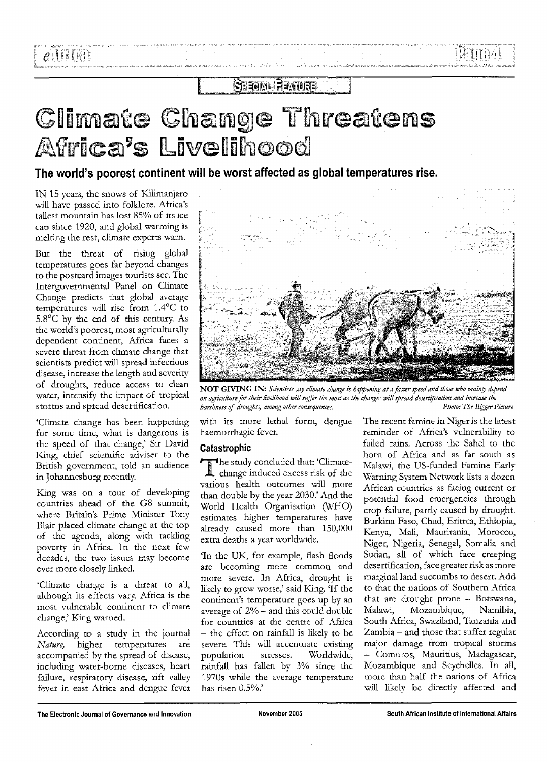SPECIAL FEATURE

# Climate Change Threatens Africa's Livelihood

## The world's poorest continent will be worst affected as global temperatures rise.

IN 15 years, the snows of Kilimanjaro will have passed into folklore. Africa's tallest mountain has lost 85% of its ice cap since 1920, and global warming is melting the rest, climate experts warn.

But the threat of rising global temperatures goes far beyond changes to the postcard images tourists see. The Intergovernmental Panel on Climate Change predicts that global average temperatures will rise from 1.4°C to 5.8°C by the end of this century. As the world's poorest, most agriculturally dependent continent, Africa faces a severe threat from climate change that scientists predict will spread infectious disease, increase the length and severity of droughts, reduce access to clean water, intensify the impact of tropical storms and spread desertification.

**NOT GIVING IN:** *Scientists say climate change is happening at a faster speed and those who mainly depend on agriculture for their livelihood will suffer the most as the changes will spread desertification and increase the harshness of droughts, among other consequences.* *Photo: The Bigger Picture*

'Climate change has been happening for some time, what is dangerous is the speed of that change,' Sir David King, chief scientific adviser to the British government, told an audience in Johannesburg recently.

King was on a tour of developing countries ahead of the G8 summit, where Britain's Prime Minister Tony Blair placed climate change at the top of the agenda, along with tackling poverty in Africa. In the next few decades, the two issues may become ever more closely linked.

'Climate change is a threat to all, although its effects vary. Africa is the most vulnerable continent to climate change,' King warned.

According to a study in the journal *Nature*, higher temperatures are accompanied by the spread of disease, including water-borne diseases, heart failure, respiratory disease, rift valley fever in east Africa and dengue fever with its more lethal form, dengue haemorrhagic fever.

### Catastrophic

The study concluded that: 'Climate-change induced excess risk of the various health outcomes will more than double by the year 2030.' And the World Health Organisation (WHO) estimates higher temperatures have already caused more than 150,000 extra deaths a year worldwide.

'In the UK, for example, flash floods are becoming more common and more severe. In Africa, drought is likely to grow worse,' said King. 'If the continent's temperature goes up by an average of 2% – and this could double for countries at the centre of Africa – the effect on rainfall is likely to be severe. This will accentuate existing population stresses. Worldwide, rainfall has fallen by 3% since the 1970s while the average temperature has risen 0.5%.'

The recent famine in Niger is the latest reminder of Africa's vulnerability to failed rains. Across the Sahel to the horn of Africa and as far south as Malawi, the US-funded Famine Early Warning System Network lists a dozen African countries as facing current or potential food emergencies through crop failure, partly caused by drought. Burkina Faso, Chad, Eritrea, Ethiopia, Kenya, Mali, Mauritania, Morocco, Niger, Nigeria, Senegal, Somalia and Sudan, all of which face creeping desertification, face greater risk as more marginal land succumbs to desert. Add to that the nations of Southern Africa that are drought prone – Botswana, Malawi, Mozambique, Namibia, South Africa, Swaziland, Tanzania and Zambia – and those that suffer regular major damage from tropical storms – Comoros, Mauritius, Madagascar, Mozambique and Seychelles. In all, more than half the nations of Africa will likely be directly affected and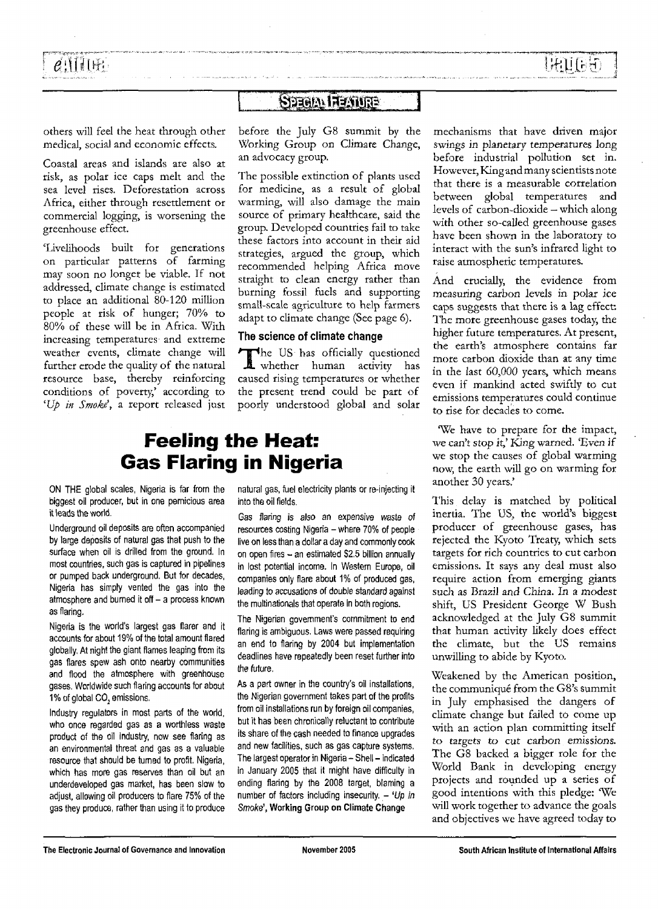SPECIAL FEATURE

others will feel the heat through other medical, social and economic effects.

Coastal areas and islands are also at risk, as polar ice caps melt and the sea level rises. Deforestation across Africa, either through resettlement or commercial logging, is worsening the greenhouse effect.

'Livelihoods built for generations on particular patterns of farming may soon no longer be viable. If not addressed, climate change is estimated to place an additional 80-120 million people at risk of hunger; 70% to 80% of these will be in Africa. With increasing temperatures and extreme weather events, climate change will further erode the quality of the natural resource base, thereby reinforcing conditions of poverty,' according to '*Up in Smoke*', a report released just before the July G8 summit by the Working Group on Climate Change, an advocacy group.

The possible extinction of plants used for medicine, as a result of global warming, will also damage the main source of primary healthcare, said the group. Developed countries fail to take these factors into account in their aid strategies, argued the group, which recommended helping Africa move straight to clean energy rather than burning fossil fuels and supporting small-scale agriculture to help farmers adapt to climate change (See page 6).

### The science of climate change

The US has officially questioned whether human activity has caused rising temperatures or whether the present trend could be part of poorly understood global and solar mechanisms that have driven major swings in planetary temperatures long before industrial pollution set in. However, King and many scientists note that there is a measurable correlation between global temperatures and levels of carbon-dioxide – which along with other so-called greenhouse gases have been shown in the laboratory to interact with the sun's infrared light to raise atmospheric temperatures.

And crucially, the evidence from measuring carbon levels in polar ice caps suggests that there is a lag effect: The more greenhouse gases today, the higher future temperatures. At present, the earth's atmosphere contains far more carbon dioxide than at any time in the last 60,000 years, which means even if mankind acted swiftly to cut emissions temperatures could continue to rise for decades to come.

'We have to prepare for the impact, we can't stop it,' King warned. 'Even if we stop the causes of global warming now, the earth will go on warming for another 30 years.'

This delay is matched by political inertia. The US, the world's biggest producer of greenhouse gases, has rejected the Kyoto Treaty, which sets targets for rich countries to cut carbon emissions. It says any deal must also require action from emerging giants such as Brazil and China. In a modest shift, US President George W Bush acknowledged at the July G8 summit that human activity likely does effect the climate, but the US remains unwilling to abide by Kyoto.

Weakened by the American position, the communiqué from the G8's summit in July emphasised the dangers of climate change but failed to come up with an action plan committing itself to targets to cut carbon emissions. The G8 backed a bigger role for the World Bank in developing energy projects and rounded up a series of good intentions with this pledge: 'We will work together to advance the goals and objectives we have agreed today to

## Feeling the Heat: Gas Flaring in Nigeria

ON THE global scales, Nigeria is far from the biggest oil producer, but in one pernicious area it leads the world.

Underground oil deposits are often accompanied by large deposits of natural gas that push to the surface when oil is drilled from the ground. In most countries, such gas is captured in pipelines or pumped back underground. But for decades, Nigeria has simply vented the gas into the atmosphere and burned it off – a process known as flaring.

Nigeria is the world's largest gas flarer and it accounts for about 19% of the total amount flared globally. At night the giant flames leaping from its gas flares spew ash onto nearby communities and flood the atmosphere with greenhouse gases. Worldwide such flaring accounts for about 1% of global $CO_2$ emissions.

Industry regulators in most parts of the world, who once regarded gas as a worthless waste product of the oil industry, now see flaring as an environmental threat and gas as a valuable resource that should be turned to profit. Nigeria, which has more gas reserves than oil but an underdeveloped gas market, has been slow to adjust, allowing oil producers to flare 75% of the gas they produce, rather than using it to produce natural gas, fuel electricity plants or re-injecting it into the oil fields.

Gas flaring is also an expensive waste of resources costing Nigeria – where 70% of people live on less than a dollar a day and commonly cook on open fires – an estimated $2.5 billion annually in lost potential income. In Western Europe, oil companies only flare about 1% of produced gas, leading to accusations of double standard against the multinationals that operate in both regions.

The Nigerian government's commitment to end flaring is ambiguous. Laws were passed requiring an end to flaring by 2004 but implementation deadlines have repeatedly been reset further into the future.

As a part owner in the country's oil installations, the Nigerian government takes part of the profits from oil installations run by foreign oil companies, but it has been chronically reluctant to contribute its share of the cash needed to finance upgrades and new facilities, such as gas capture systems. The largest operator in Nigeria – Shell – indicated in January 2005 that it might have difficulty in ending flaring by the 2008 target, blaming a number of factors including insecurity. – '*Up in Smoke*', **Working Group on Climate Change**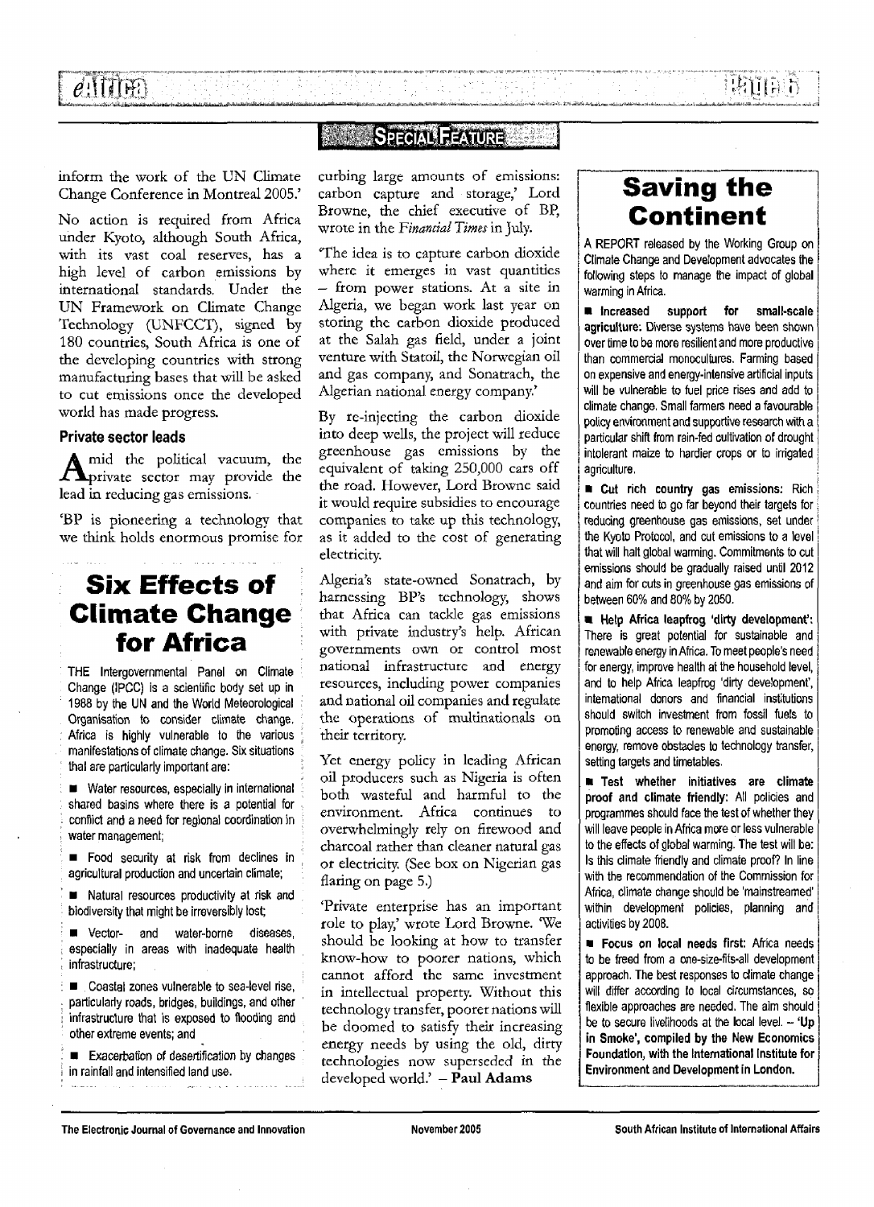SPECIAL FEATURE

inform the work of the UN Climate Change Conference in Montreal 2005.'

No action is required from Africa under Kyoto, although South Africa, with its vast coal reserves, has a high level of carbon emissions by international standards. Under the UN Framework on Climate Change Technology (UNFCCT), signed by 180 countries, South Africa is one of the developing countries with strong manufacturing bases that will be asked to cut emissions once the developed world has made progress.

### Private sector leads

Amid the political vacuum, the private sector may provide the lead in reducing gas emissions.

'BP is pioneering a technology that we think holds enormous promise for curbing large amounts of emissions: carbon capture and storage,' Lord Browne, the chief executive of BP, wrote in the *Financial Times* in July.

'The idea is to capture carbon dioxide where it emerges in vast quantities – from power stations. At a site in Algeria, we began work last year on storing the carbon dioxide produced at the Salah gas field, under a joint venture with Statoil, the Norwegian oil and gas company, and Sonatrach, the Algerian national energy company.'

By re-injecting the carbon dioxide into deep wells, the project will reduce greenhouse gas emissions by the equivalent of taking 250,000 cars off the road. However, Lord Browne said it would require subsidies to encourage companies to take up this technology, as it added to the cost of generating electricity.

Algeria's state-owned Sonatrach, by harnessing BP's technology, shows that Africa can tackle gas emissions with private industry's help. African governments own or control most national infrastructure and energy resources, including power companies and national oil companies and regulate the operations of multinationals on their territory.

Yet energy policy in leading African oil producers such as Nigeria is often both wasteful and harmful to the environment. Africa continues to overwhelmingly rely on firewood and charcoal rather than cleaner natural gas or electricity. (See box on Nigerian gas flaring on page 5.)

'Private enterprise has an important role to play,' wrote Lord Browne. 'We should be looking at how to transfer know-how to poorer nations, which cannot afford the same investment in intellectual property. Without this technology transfer, poorer nations will be doomed to satisfy their increasing energy needs by using the old, dirty technologies now superseded in the developed world.' – **Paul Adams**

## Six Effects of Climate Change for Africa

THE Intergovernmental Panel on Climate Change (IPCC) is a scientific body set up in 1988 by the UN and the World Meteorological Organisation to consider climate change. Africa is highly vulnerable to the various manifestations of climate change. Six situations that are particularly important are:

- Water resources, especially in international shared basins where there is a potential for conflict and a need for regional coordination in water management;
- Food security at risk from declines in agricultural production and uncertain climate;
- Natural resources productivity at risk and biodiversity that might be irreversibly lost;
- Vector- and water-borne diseases, especially in areas with inadequate health infrastructure;
- Coastal zones vulnerable to sea-level rise, particularly roads, bridges, buildings, and other infrastructure that is exposed to flooding and other extreme events; and
- Exacerbation of desertification by changes in rainfall and intensified land use.

## Saving the Continent

A REPORT released by the Working Group on Climate Change and Development advocates the following steps to manage the impact of global warming in Africa.

- **Increased support for small-scale agriculture:** Diverse systems have been shown over time to be more resilient and more productive than commercial monocultures. Farming based on expensive and energy-intensive artificial inputs will be vulnerable to fuel price rises and add to climate change. Small farmers need a favourable policy environment and supportive research with a particular shift from rain-fed cultivation of drought intolerant maize to hardier crops or to irrigated agriculture.
- **Cut rich country gas emissions:** Rich countries need to go far beyond their targets for reducing greenhouse gas emissions, set under the Kyoto Protocol, and cut emissions to a level that will halt global warming. Commitments to cut emissions should be gradually raised until 2012 and aim for cuts in greenhouse gas emissions of between 60% and 80% by 2050.
- **Help Africa leapfrog 'dirty development':** There is great potential for sustainable and renewable energy in Africa. To meet people's need for energy, improve health at the household level, and to help Africa leapfrog 'dirty development', international donors and financial institutions should switch investment from fossil fuels to promoting access to renewable and sustainable energy, remove obstacles to technology transfer, setting targets and timetables.
- **Test whether initiatives are climate proof and climate friendly:** All policies and programmes should face the test of whether they will leave people in Africa more or less vulnerable to the effects of global warming. The test will be: Is this climate friendly and climate proof? In line with the recommendation of the Commission for Africa, climate change should be 'mainstreamed' within development policies, planning and activities by 2008.
- **Focus on local needs first:** Africa needs to be freed from a one-size-fits-all development approach. The best responses to climate change will differ according to local circumstances, so flexible approaches are needed. The aim should be to secure livelihoods at the local level. – **'Up in Smoke', compiled by the New Economics Foundation, with the International Institute for Environment and Development in London.**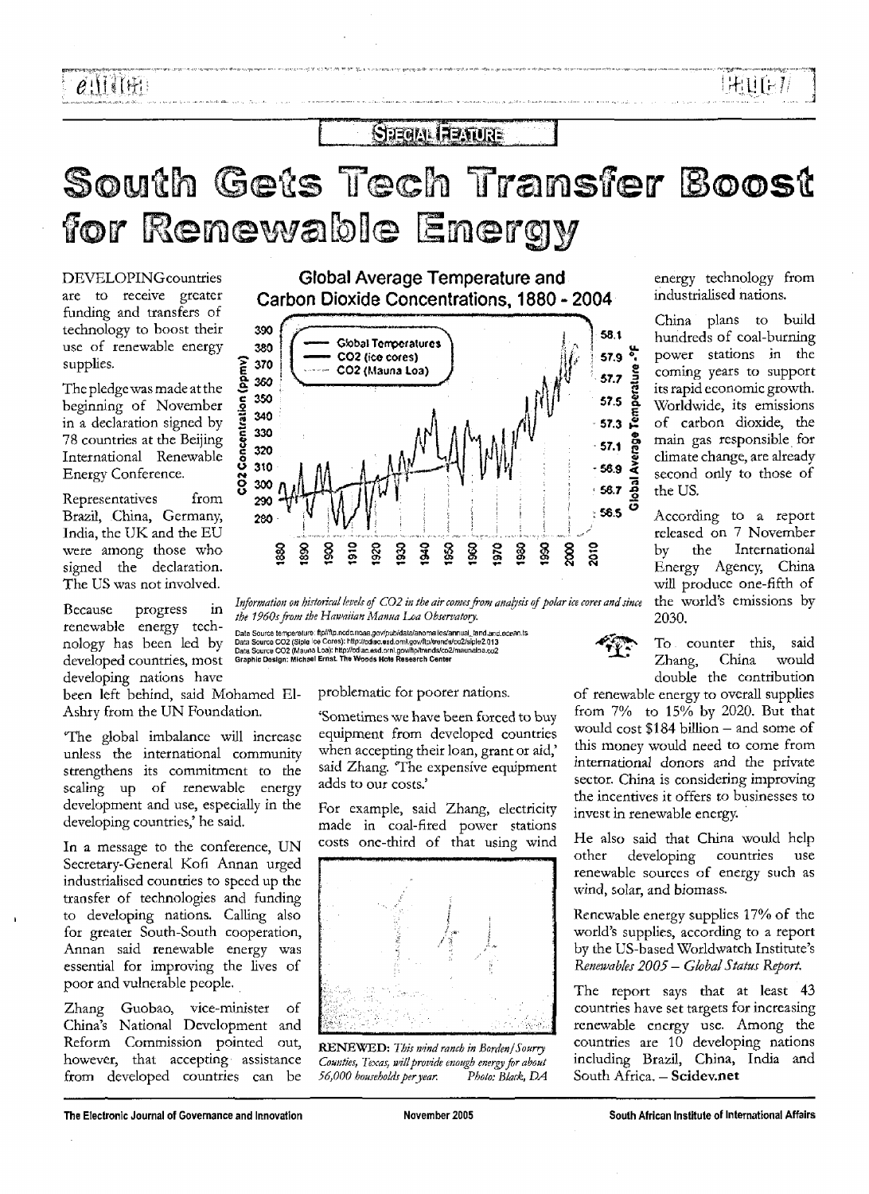SPECIAL FEATURE

# South Gets Tech Transfer Boost for Renewable Energy

DEVELOPING countries are to receive greater funding and transfers of technology to boost their use of renewable energy supplies.

The pledge was made at the beginning of November in a declaration signed by 78 countries at the Beijing International Renewable Energy Conference.

Representatives from Brazil, China, Germany, India, the UK and the EU were among those who signed the declaration. The US was not involved.

Because progress in renewable energy technology has been led by developed countries, most developing nations have been left behind, said Mohamed El-Ashry from the UN Foundation.

'The global imbalance will increase unless the international community strengthens its commitment to the scaling up of renewable energy development and use, especially in the developing countries,' he said.

In a message to the conference, UN Secretary-General Kofi Annan urged industrialised countries to speed up the transfer of technologies and funding to developing nations. Calling also for greater South-South cooperation, Annan said renewable energy was essential for improving the lives of poor and vulnerable people.

Zhang Guobao, vice-minister of China's National Development and Reform Commission pointed out, however, that accepting assistance from developed countries can be problematic for poorer nations.

'Sometimes we have been forced to buy equipment from developed countries when accepting their loan, grant or aid,' said Zhang. 'The expensive equipment adds to our costs.'

For example, said Zhang, electricity made in coal-fired power stations costs one-third of that using wind energy technology from industrialised nations.

**Global Average Temperature and Carbon Dioxide Concentrations, 1880 - 2004**

*Information on historical levels of CO2 in the air comes from analysis of polar ice cores and since the 1960s from the Hawaiian Manua Loa Observatory.*

Data Source temperature: ftp://ftp.ncdc.noaa.gov/pub/data/anomalies/annual_land.and.ocean.ts
Data Source CO2 (Siple Ice Cores): http://cdiac.esd.ornl.gov/ftp/trends/co2/siple2.013
Data Source CO2 (Mauna Loa): http://cdiac.esd.ornl.gov/ftp/trends/co2/maunaloa.co2
Graphic Design: Michael Ernst. The Woods Hole Research Center

**RENEWED:** *This wind ranch in Borden/Sourry Counties, Texas, will provide enough energy for about 56,000 households per year.* *Photo: Black, DA*

China plans to build hundreds of coal-burning power stations in the coming years to support its rapid economic growth. Worldwide, its emissions of carbon dioxide, the main gas responsible for climate change, are already second only to those of the US.

According to a report released on 7 November by the International Energy Agency, China will produce one-fifth of the world's emissions by 2030.

To counter this, said Zhang, China would double the contribution of renewable energy to overall supplies from 7% to 15% by 2020. But that would cost \$184 billion – and some of this money would need to come from international donors and the private sector. China is considering improving the incentives it offers to businesses to invest in renewable energy.

He also said that China would help other developing countries use renewable sources of energy such as wind, solar, and biomass.

Renewable energy supplies 17% of the world's supplies, according to a report by the US-based Worldwatch Institute's *Renewables 2005 – Global Status Report.*

The report says that at least 43 countries have set targets for increasing renewable energy use. Among the countries are 10 developing nations including Brazil, China, India and South Africa. – **Scidev.net**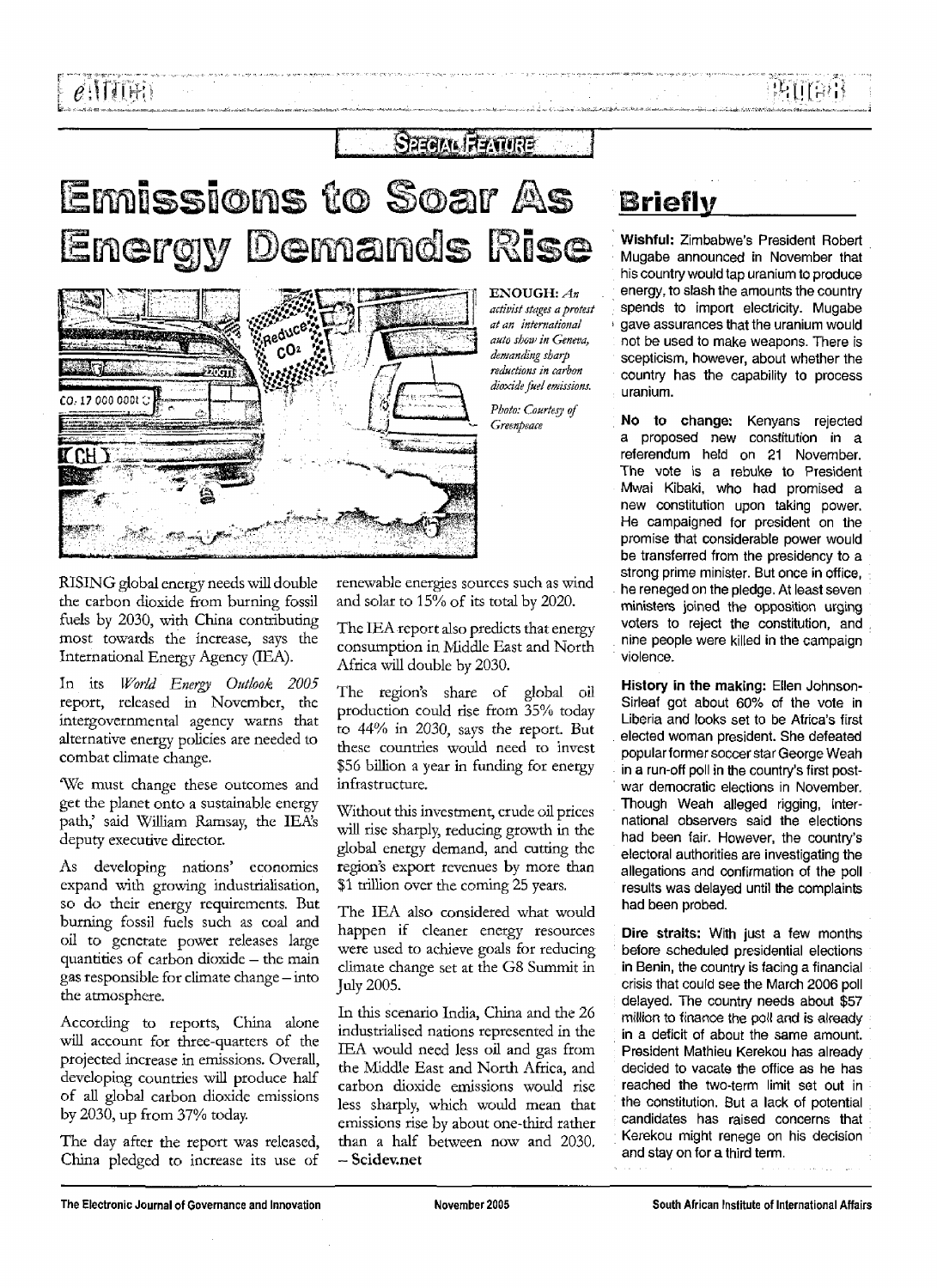SPECIAL FEATURE

# Emissions to Soar As Energy Demands Rise

**ENOUGH:** *An activist stages a protest at an international auto show in Geneva, demanding sharp reductions in carbon dioxide fuel emissions.*

*Photo: Courtesy of Greenpeace*

RISING global energy needs will double the carbon dioxide from burning fossil fuels by 2030, with China contributing most towards the increase, says the International Energy Agency (IEA).

In its *World Energy Outlook 2005* report, released in November, the intergovernmental agency warns that alternative energy policies are needed to combat climate change.

'We must change these outcomes and get the planet onto a sustainable energy path,' said William Ramsay, the IEA's deputy executive director.

As developing nations' economies expand with growing industrialisation, so do their energy requirements. But burning fossil fuels such as coal and oil to generate power releases large quantities of carbon dioxide – the main gas responsible for climate change – into the atmosphere.

According to reports, China alone will account for three-quarters of the projected increase in emissions. Overall, developing countries will produce half of all global carbon dioxide emissions by 2030, up from 37% today.

The day after the report was released, China pledged to increase its use of renewable energies sources such as wind and solar to 15% of its total by 2020.

The IEA report also predicts that energy consumption in Middle East and North Africa will double by 2030.

The region's share of global oil production could rise from 35% today to 44% in 2030, says the report. But these countries would need to invest $56 billion a year in funding for energy infrastructure.

Without this investment, crude oil prices will rise sharply, reducing growth in the global energy demand, and cutting the region's export revenues by more than $1 trillion over the coming 25 years.

The IEA also considered what would happen if cleaner energy resources were used to achieve goals for reducing climate change set at the G8 Summit in July 2005.

In this scenario India, China and the 26 industrialised nations represented in the IEA would need less oil and gas from the Middle East and North Africa, and carbon dioxide emissions would rise less sharply, which would mean that emissions rise by about one-third rather than a half between now and 2030. – **Scidev.net**

## Briefly

**Wishful:** Zimbabwe's President Robert Mugabe announced in November that his country would tap uranium to produce energy, to slash the amounts the country spends to import electricity. Mugabe gave assurances that the uranium would not be used to make weapons. There is scepticism, however, about whether the country has the capability to process uranium.

**No to change:** Kenyans rejected a proposed new constitution in a referendum held on 21 November. The vote is a rebuke to President Mwai Kibaki, who had promised a new constitution upon taking power. He campaigned for president on the promise that considerable power would be transferred from the presidency to a strong prime minister. But once in office, he reneged on the pledge. At least seven ministers joined the opposition urging voters to reject the constitution, and nine people were killed in the campaign violence.

**History in the making:** Ellen Johnson-Sirleaf got about 60% of the vote in Liberia and looks set to be Africa's first elected woman president. She defeated popular former soccer star George Weah in a run-off poll in the country's first post-war democratic elections in November. Though Weah alleged rigging, international observers said the elections had been fair. However, the country's electoral authorities are investigating the allegations and confirmation of the poll results was delayed until the complaints had been probed.

**Dire straits:** With just a few months before scheduled presidential elections in Benin, the country is facing a financial crisis that could see the March 2006 poll delayed. The country needs about $57 million to finance the poll and is already in a deficit of about the same amount. President Mathieu Kerekou has already decided to vacate the office as he has reached the two-term limit set out in the constitution. But a lack of potential candidates has raised concerns that Kerekou might renege on his decision and stay on for a third term.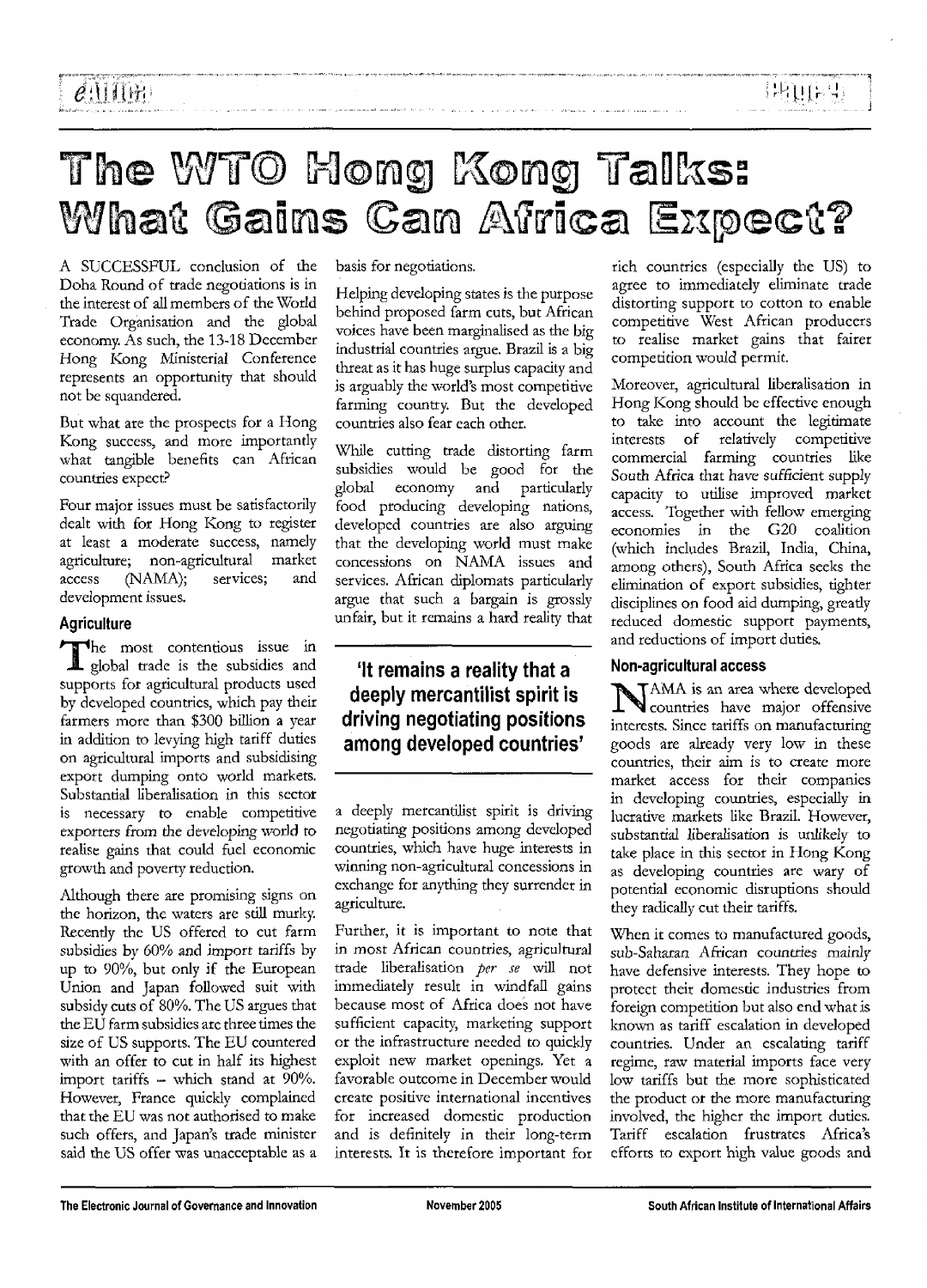# The WTO Hong Kong Talks: What Gains Can Africa Expect?

A SUCCESSFUL conclusion of the Doha Round of trade negotiations is in the interest of all members of the World Trade Organisation and the global economy. As such, the 13-18 December Hong Kong Ministerial Conference represents an opportunity that should not be squandered.

But what are the prospects for a Hong Kong success, and more importantly what tangible benefits can African countries expect?

Four major issues must be satisfactorily dealt with for Hong Kong to register at least a moderate success, namely agriculture; non-agricultural market access (NAMA); services; and development issues.

### Agriculture

The most contentious issue in global trade is the subsidies and supports for agricultural products used by developed countries, which pay their farmers more than \$300 billion a year in addition to levying high tariff duties on agricultural imports and subsidising export dumping onto world markets. Substantial liberalisation in this sector is necessary to enable competitive exporters from the developing world to realise gains that could fuel economic growth and poverty reduction.

Although there are promising signs on the horizon, the waters are still murky. Recently the US offered to cut farm subsidies by 60% and import tariffs by up to 90%, but only if the European Union and Japan followed suit with subsidy cuts of 80%. The US argues that the EU farm subsidies are three times the size of US supports. The EU countered with an offer to cut in half its highest import tariffs – which stand at 90%. However, France quickly complained that the EU was not authorised to make such offers, and Japan's trade minister said the US offer was unacceptable as a basis for negotiations.

Helping developing states is the purpose behind proposed farm cuts, but African voices have been marginalised as the big industrial countries argue. Brazil is a big threat as it has huge surplus capacity and is arguably the world's most competitive farming country. But the developed countries also fear each other.

While cutting trade distorting farm subsidies would be good for the global economy and particularly food producing developing nations, developed countries are also arguing that the developing world must make concessions on NAMA issues and services. African diplomats particularly argue that such a bargain is grossly unfair, but it remains a hard reality that a deeply mercantilist spirit is driving negotiating positions among developed countries, which have huge interests in winning non-agricultural concessions in exchange for anything they surrender in agriculture.

> **'It remains a reality that a deeply mercantilist spirit is driving negotiating positions among developed countries'**

Further, it is important to note that in most African countries, agricultural trade liberalisation *per se* will not immediately result in windfall gains because most of Africa does not have sufficient capacity, marketing support or the infrastructure needed to quickly exploit new market openings. Yet a favorable outcome in December would create positive international incentives for increased domestic production and is definitely in their long-term interests. It is therefore important for rich countries (especially the US) to agree to immediately eliminate trade distorting support to cotton to enable competitive West African producers to realise market gains that fairer competition would permit.

Moreover, agricultural liberalisation in Hong Kong should be effective enough to take into account the legitimate interests of relatively competitive commercial farming countries like South Africa that have sufficient supply capacity to utilise improved market access. Together with fellow emerging economies in the G20 coalition (which includes Brazil, India, China, among others), South Africa seeks the elimination of export subsidies, tighter disciplines on food aid dumping, greatly reduced domestic support payments, and reductions of import duties.

### Non-agricultural access

NAMA is an area where developed countries have major offensive interests. Since tariffs on manufacturing goods are already very low in these countries, their aim is to create more market access for their companies in developing countries, especially in lucrative markets like Brazil. However, substantial liberalisation is unlikely to take place in this sector in Hong Kong as developing countries are wary of potential economic disruptions should they radically cut their tariffs.

When it comes to manufactured goods, sub-Saharan African countries mainly have defensive interests. They hope to protect their domestic industries from foreign competition but also end what is known as tariff escalation in developed countries. Under an escalating tariff regime, raw material imports face very low tariffs but the more sophisticated the product or the more manufacturing involved, the higher the import duties. Tariff escalation frustrates Africa's efforts to export high value goods and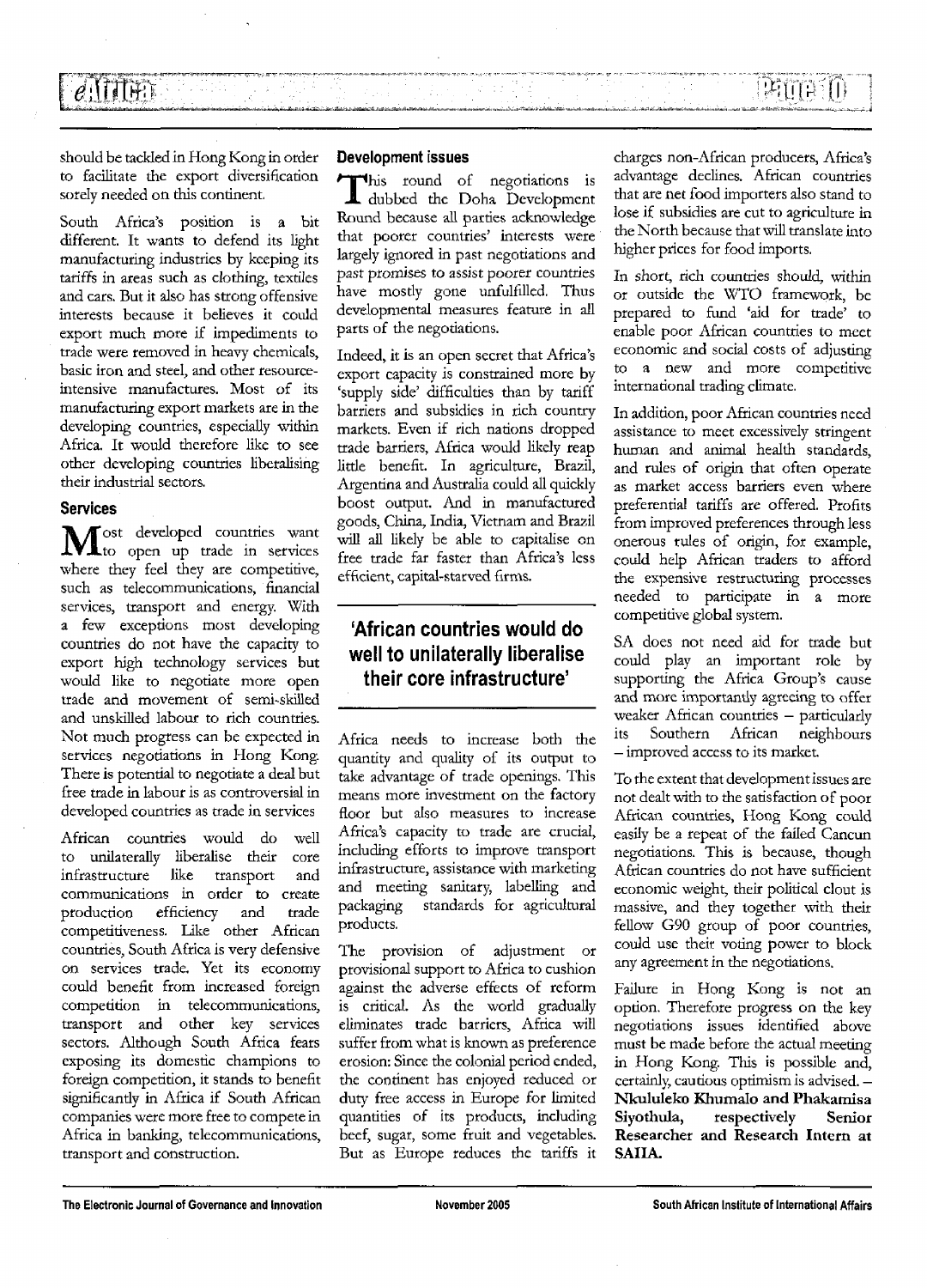should be tackled in Hong Kong in order to facilitate the export diversification sorely needed on this continent.

South Africa's position is a bit different. It wants to defend its light manufacturing industries by keeping its tariffs in areas such as clothing, textiles and cars. But it also has strong offensive interests because it believes it could export much more if impediments to trade were removed in heavy chemicals, basic iron and steel, and other resource-intensive manufactures. Most of its manufacturing export markets are in the developing countries, especially within Africa. It would therefore like to see other developing countries liberalising their industrial sectors.

## Services

Most developed countries want to open up trade in services where they feel they are competitive, such as telecommunications, financial services, transport and energy. With a few exceptions most developing countries do not have the capacity to export high technology services but would like to negotiate more open trade and movement of semi-skilled and unskilled labour to rich countries. Not much progress can be expected in services negotiations in Hong Kong. There is potential to negotiate a deal but free trade in labour is as controversial in developed countries as trade in services

African countries would do well to unilaterally liberalise their core infrastructure like transport and communications in order to create production efficiency and trade competitiveness. Like other African countries, South Africa is very defensive on services trade. Yet its economy could benefit from increased foreign competition in telecommunications, transport and other key services sectors. Although South Africa fears exposing its domestic champions to foreign competition, it stands to benefit significantly in Africa if South African companies were more free to compete in Africa in banking, telecommunications, transport and construction.

## Development issues

This round of negotiations is dubbed the Doha Development Round because all parties acknowledge that poorer countries' interests were largely ignored in past negotiations and past promises to assist poorer countries have mostly gone unfulfilled. Thus developmental measures feature in all parts of the negotiations.

Indeed, it is an open secret that Africa's export capacity is constrained more by 'supply side' difficulties than by tariff barriers and subsidies in rich country markets. Even if rich nations dropped trade barriers, Africa would likely reap little benefit. In agriculture, Brazil, Argentina and Australia could all quickly boost output. And in manufactured goods, China, India, Vietnam and Brazil will all likely be able to capitalise on free trade far faster than Africa's less efficient, capital-starved firms.

> **'African countries would do well to unilaterally liberalise their core infrastructure'**

Africa needs to increase both the quantity and quality of its output to take advantage of trade openings. This means more investment on the factory floor but also measures to increase Africa's capacity to trade are crucial, including efforts to improve transport infrastructure, assistance with marketing and meeting sanitary, labelling and packaging standards for agricultural products.

The provision of adjustment or provisional support to Africa to cushion against the adverse effects of reform is critical. As the world gradually eliminates trade barriers, Africa will suffer from what is known as preference erosion: Since the colonial period ended, the continent has enjoyed reduced or duty free access in Europe for limited quantities of its products, including beef, sugar, some fruit and vegetables. But as Europe reduces the tariffs it charges non-African producers, Africa's advantage declines. African countries that are net food importers also stand to lose if subsidies are cut to agriculture in the North because that will translate into higher prices for food imports.

In short, rich countries should, within or outside the WTO framework, be prepared to fund 'aid for trade' to enable poor African countries to meet economic and social costs of adjusting to a new and more competitive international trading climate.

In addition, poor African countries need assistance to meet excessively stringent human and animal health standards, and rules of origin that often operate as market access barriers even where preferential tariffs are offered. Profits from improved preferences through less onerous rules of origin, for example, could help African traders to afford the expensive restructuring processes needed to participate in a more competitive global system.

SA does not need aid for trade but could play an important role by supporting the Africa Group's cause and more importantly agreeing to offer weaker African countries – particularly its Southern African neighbours – improved access to its market.

To the extent that development issues are not dealt with to the satisfaction of poor African countries, Hong Kong could easily be a repeat of the failed Cancun negotiations. This is because, though African countries do not have sufficient economic weight, their political clout is massive, and they together with their fellow G90 group of poor countries, could use their voting power to block any agreement in the negotiations.

Failure in Hong Kong is not an option. Therefore progress on the key negotiations issues identified above must be made before the actual meeting in Hong Kong. This is possible and, certainly, cautious optimism is advised. – **Nkululeko Khumalo and Phakamisa Siyothula, respectively Senior Researcher and Research Intern at SAIIA.**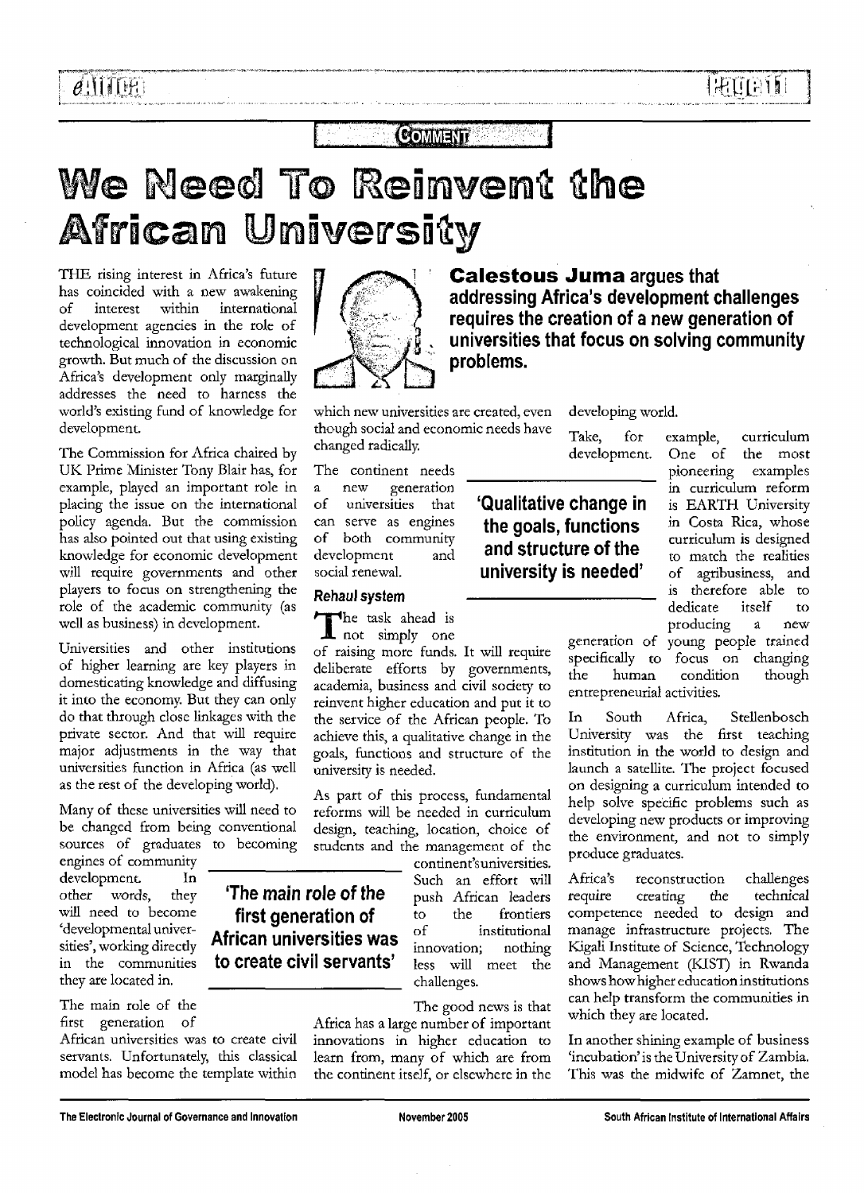COMMENT

# We Need To Reinvent the African University

**Calestous Juma argues that addressing Africa's development challenges requires the creation of a new generation of universities that focus on solving community problems.**

THE rising interest in Africa's future has coincided with a new awakening of interest within international development agencies in the role of technological innovation in economic growth. But much of the discussion on Africa's development only marginally addresses the need to harness the world's existing fund of knowledge for development.

The Commission for Africa chaired by UK Prime Minister Tony Blair has, for example, played an important role in placing the issue on the international policy agenda. But the commission has also pointed out that using existing knowledge for economic development will require governments and other players to focus on strengthening the role of the academic community (as well as business) in development.

Universities and other institutions of higher learning are key players in domesticating knowledge and diffusing it into the economy. But they can only do that through close linkages with the private sector. And that will require major adjustments in the way that universities function in Africa (as well as the rest of the developing world).

Many of these universities will need to be changed from being conventional sources of graduates to becoming engines of community development. In other words, they will need to become 'developmental universities', working directly in the communities they are located in.

> **'The main role of the first generation of African universities was to create civil servants'**

The main role of the first generation of African universities was to create civil servants. Unfortunately, this classical model has become the template within which new universities are created, even though social and economic needs have changed radically.

The continent needs a new generation of universities that can serve as engines of both community development and social renewal.

### Rehaul system

The task ahead is not simply one of raising more funds. It will require deliberate efforts by governments, academia, business and civil society to reinvent higher education and put it to the service of the African people. To achieve this, a qualitative change in the goals, functions and structure of the university is needed.

> **'Qualitative change in the goals, functions and structure of the university is needed'**

As part of this process, fundamental reforms will be needed in curriculum design, teaching, location, choice of students and the management of the continent's universities. Such an effort will push African leaders to the frontiers of institutional innovation; nothing less will meet the challenges.

The good news is that Africa has a large number of important innovations in higher education to learn from, many of which are from the continent itself, or elsewhere in the developing world.

Take, for example, curriculum development. One of the most pioneering examples in curriculum reform is EARTH University in Costa Rica, whose curriculum is designed to match the realities of agribusiness, and is therefore able to dedicate itself to producing a new generation of young people trained specifically to focus on changing the human condition though entrepreneurial activities.

In South Africa, Stellenbosch University was the first teaching institution in the world to design and launch a satellite. The project focused on designing a curriculum intended to help solve specific problems such as developing new products or improving the environment, and not to simply produce graduates.

Africa's reconstruction challenges require creating the technical competence needed to design and manage infrastructure projects. The Kigali Institute of Science, Technology and Management (KIST) in Rwanda shows how higher education institutions can help transform the communities in which they are located.

In another shining example of business 'incubation' is the University of Zambia. This was the midwife of Zamnet, the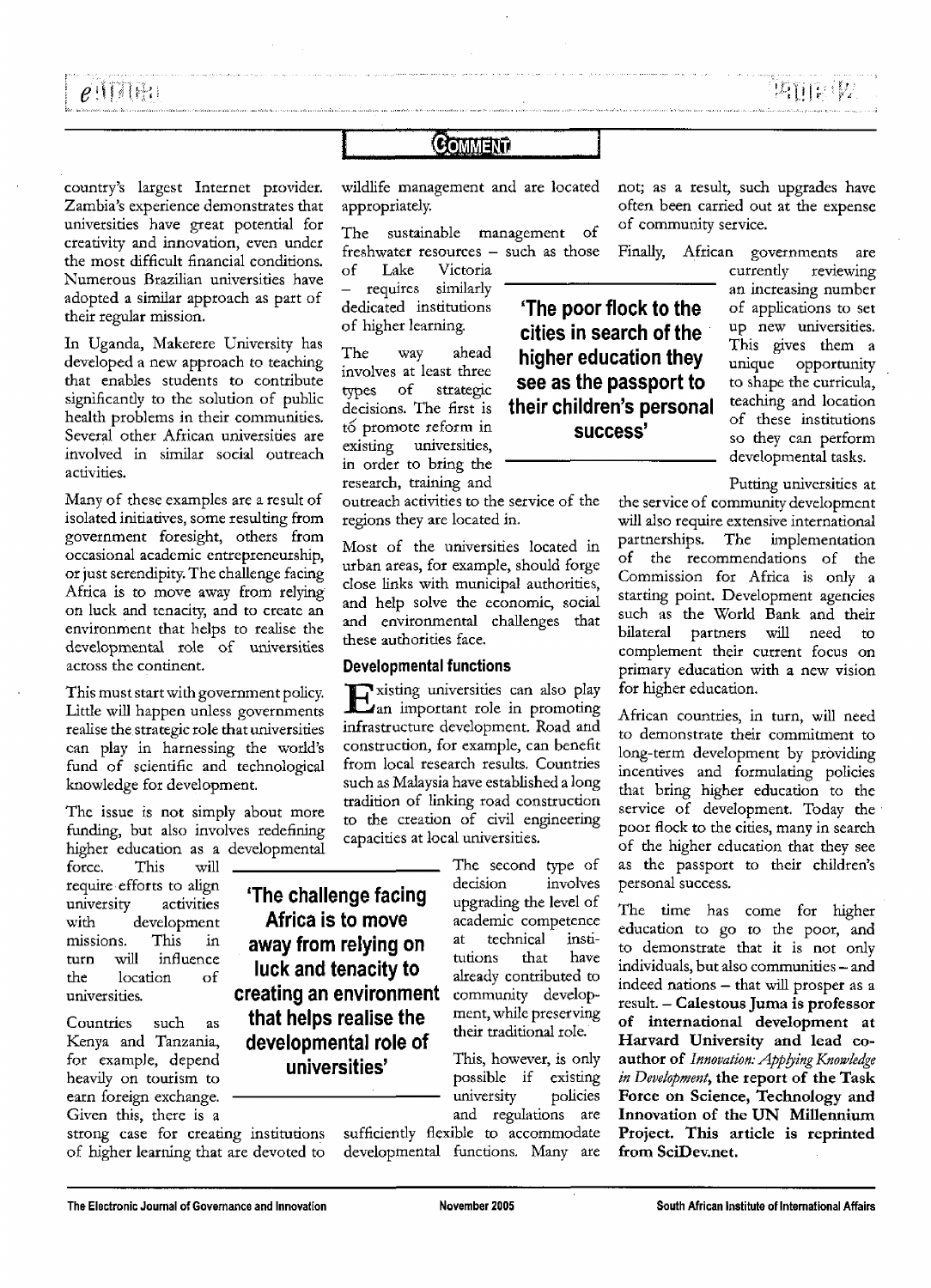country's largest Internet provider. Zambia's experience demonstrates that universities have great potential for creativity and innovation, even under the most difficult financial conditions. Numerous Brazilian universities have adopted a similar approach as part of their regular mission.

In Uganda, Makerere University has developed a new approach to teaching that enables students to contribute significantly to the solution of public health problems in their communities. Several other African universities are involved in similar social outreach activities.

Many of these examples are a result of isolated initiatives, some resulting from government foresight, others from occasional academic entrepreneurship, or just serendipity. The challenge facing Africa is to move away from relying on luck and tenacity, and to create an environment that helps to realise the developmental role of universities across the continent.

This must start with government policy. Little will happen unless governments realise the strategic role that universities can play in harnessing the world's fund of scientific and technological knowledge for development.

The issue is not simply about more funding, but also involves redefining higher education as a developmental force. This will require efforts to align university activities with development missions. This in turn will influence the location of universities.

Countries such as Kenya and Tanzania, for example, depend heavily on tourism to earn foreign exchange. Given this, there is a strong case for creating institutions of higher learning that are devoted to wildlife management and are located appropriately.

**'The challenge facing Africa is to move away from relying on luck and tenacity to creating an environment that helps realise the developmental role of universities'**

The sustainable management of freshwater resources – such as those of Lake Victoria – requires similarly dedicated institutions of higher learning.

The way ahead involves at least three types of strategic decisions. The first is to promote reform in existing universities, in order to bring the research, training and outreach activities to the service of the regions they are located in.

Most of the universities located in urban areas, for example, should forge close links with municipal authorities, and help solve the economic, social and environmental challenges that these authorities face.

### Developmental functions

Existing universities can also play an important role in promoting infrastructure development. Road and construction, for example, can benefit from local research results. Countries such as Malaysia have established a long tradition of linking road construction to the creation of civil engineering capacities at local universities.

The second type of decision involves upgrading the level of academic competence at technical institutions that have already contributed to community development, while preserving their traditional role.

This, however, is only possible if existing university policies and regulations are sufficiently flexible to accommodate developmental functions. Many are not; as a result, such upgrades have often been carried out at the expense of community service.

**'The poor flock to the cities in search of the higher education they see as the passport to their children's personal success'**

Finally, African governments are currently reviewing an increasing number of applications to set up new universities. This gives them a unique opportunity to shape the curricula, teaching and location of these institutions so they can perform developmental tasks.

Putting universities at the service of community development will also require extensive international partnerships. The implementation of the recommendations of the Commission for Africa is only a starting point. Development agencies such as the World Bank and their bilateral partners will need to complement their current focus on primary education with a new vision for higher education.

African countries, in turn, will need to demonstrate their commitment to long-term development by providing incentives and formulating policies that bring higher education to the service of development. Today the poor flock to the cities, many in search of the higher education that they see as the passport to their children's personal success.

The time has come for higher education to go to the poor, and to demonstrate that it is not only individuals, but also communities – and indeed nations – that will prosper as a result. – **Calestous Juma is professor of international development at Harvard University and lead co-author of *Innovation: Applying Knowledge in Development*, the report of the Task Force on Science, Technology and Innovation of the UN Millennium Project. This article is reprinted from SciDev.net.**